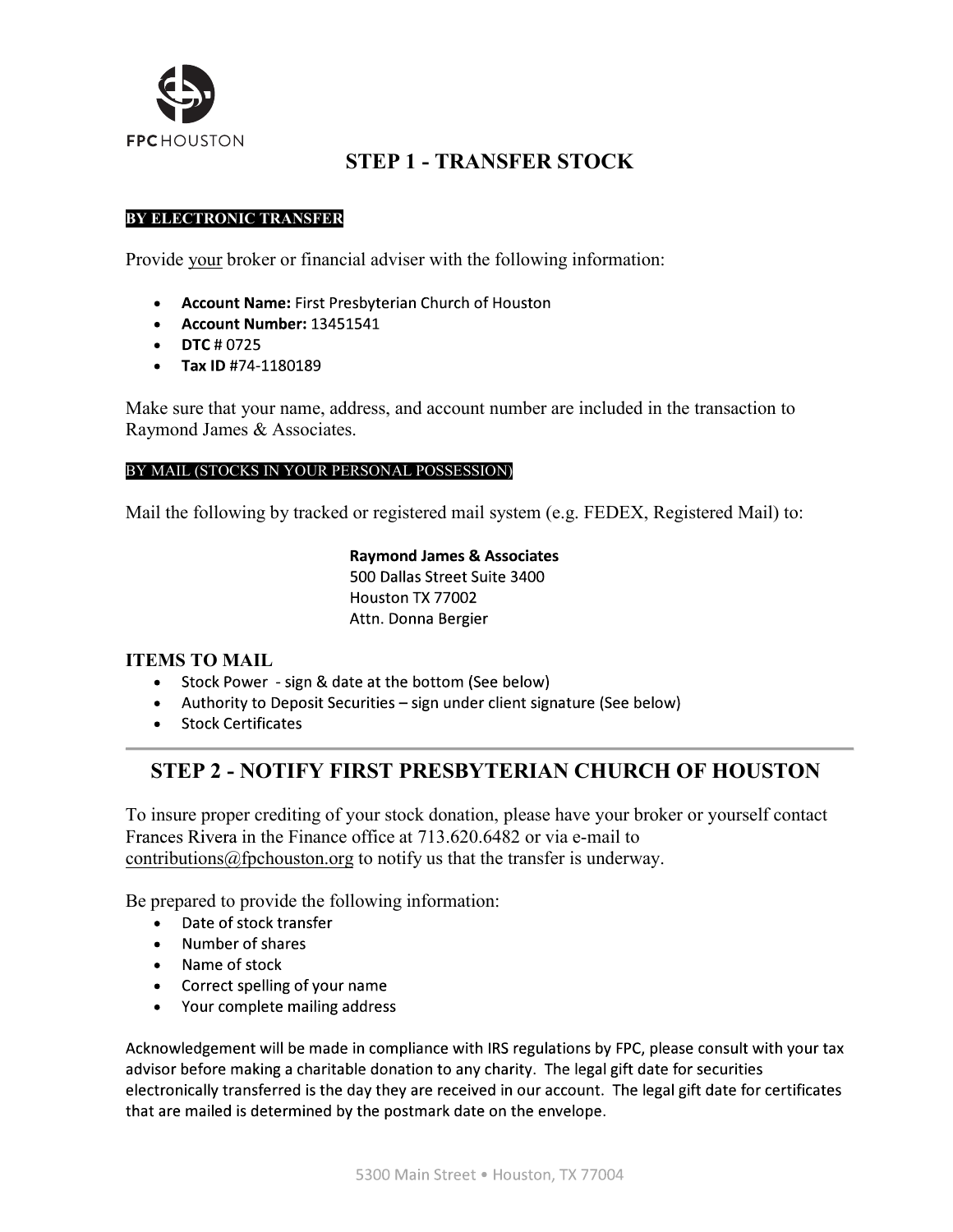FPC HOUSTON

# STEP 1 - TRANSFER STOCK

**BY ELECTRONIC TRANSFER**

Provide your broker or financial adviser with the following information:

- **Account Name:** First Presbyterian Church of Houston
- **Account Number:** 13451541
- **DTC** # 0725
- **Tax ID** #74-1180189

Make sure that your name, address, and account number are included in the transaction to Raymond James & Associates.

BY MAIL (STOCKS IN YOUR PERSONAL POSSESSION)

Mail the following by tracked or registered mail system (e.g. FEDEX, Registered Mail) to:

**Raymond James & Associates**
500 Dallas Street Suite 3400
Houston TX 77002
Attn. Donna Bergier

### ITEMS TO MAIL

- Stock Power - sign & date at the bottom (See below)
- Authority to Deposit Securities – sign under client signature (See below)
- Stock Certificates

# STEP 2 - NOTIFY FIRST PRESBYTERIAN CHURCH OF HOUSTON

To insure proper crediting of your stock donation, please have your broker or yourself contact Frances Rivera in the Finance office at 713.620.6482 or via e-mail to contributions@fpchouston.org to notify us that the transfer is underway.

Be prepared to provide the following information:

- Date of stock transfer
- Number of shares
- Name of stock
- Correct spelling of your name
- Your complete mailing address

Acknowledgement will be made in compliance with IRS regulations by FPC, please consult with your tax advisor before making a charitable donation to any charity. The legal gift date for securities electronically transferred is the day they are received in our account. The legal gift date for certificates that are mailed is determined by the postmark date on the envelope.

5300 Main Street • Houston, TX 77004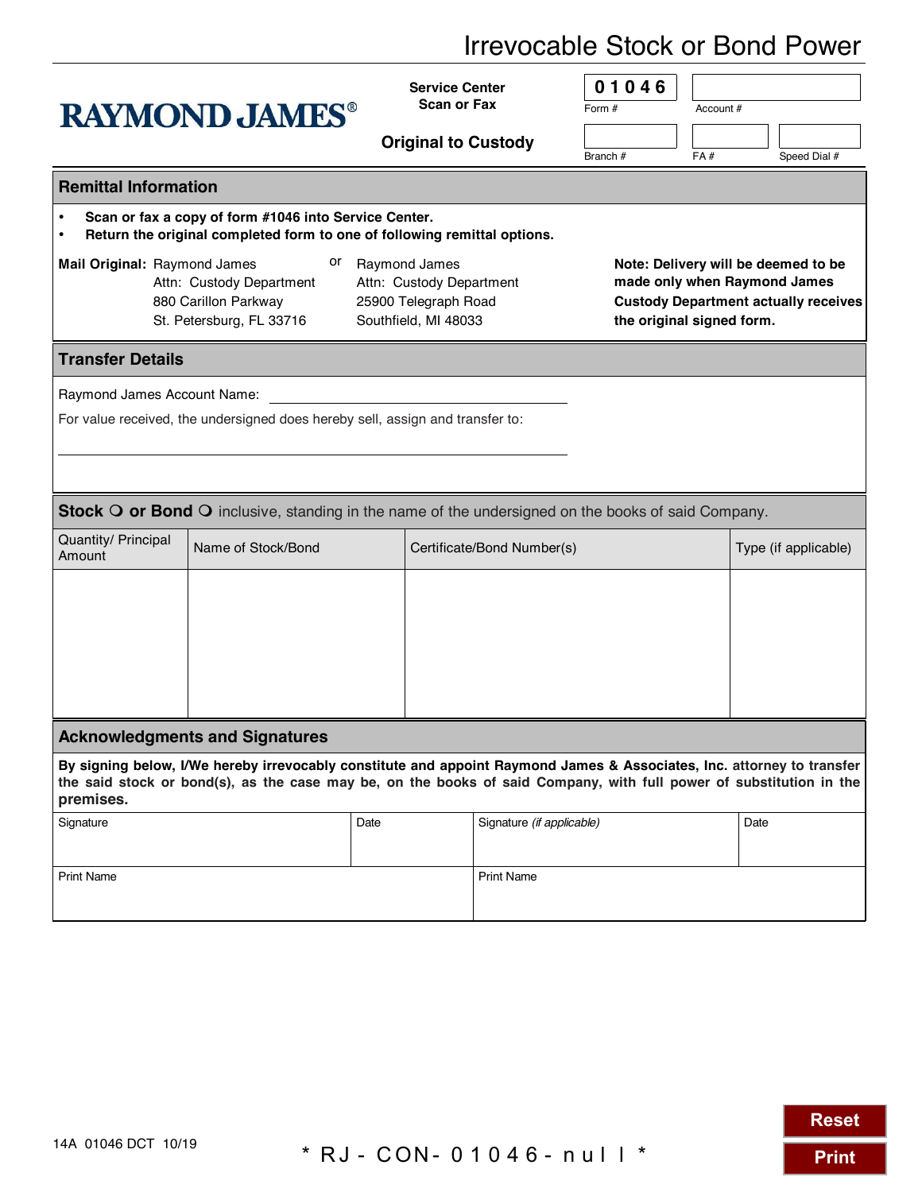# Irrevocable Stock or Bond Power

**RAYMOND JAMES®**

**Service Center**
**Scan or Fax**

**Original to Custody**

| 01046 | |
|---|---|
| Form # | Account # |

| | | |
|---|---|---|
| Branch # | FA # | Speed Dial # |

## Remittal Information

- **Scan or fax a copy of form #1046 into Service Center.**
- **Return the original completed form to one of following remittal options.**

**Mail Original:** Raymond James
Attn: Custody Department
880 Carillon Parkway
St. Petersburg, FL 33716

or

Raymond James
Attn: Custody Department
25900 Telegraph Road
Southfield, MI 48033

**Note: Delivery will be deemed to be made only when Raymond James Custody Department actually receives the original signed form.**

## Transfer Details

Raymond James Account Name: ______________________________

For value received, the undersigned does hereby sell, assign and transfer to:

______________________________

**Stock ○ or Bond ○** inclusive, standing in the name of the undersigned on the books of said Company.

| Quantity/ Principal Amount | Name of Stock/Bond | Certificate/Bond Number(s) | Type (if applicable) |
|---|---|---|---|
| | | | |

## Acknowledgments and Signatures

**By signing below, I/We hereby irrevocably constitute and appoint Raymond James & Associates, Inc.** attorney to transfer **the said stock or bond(s), as the case may be, on the books of said Company, with full power of substitution in the premises.**

| Signature | Date | Signature *(if applicable)* | Date |
|---|---|---|---|
| | | | |

| Print Name | Print Name |
|---|---|
| | |

14A 01046 DCT 10/19

* RJ-CON-01046-null *

Reset

Print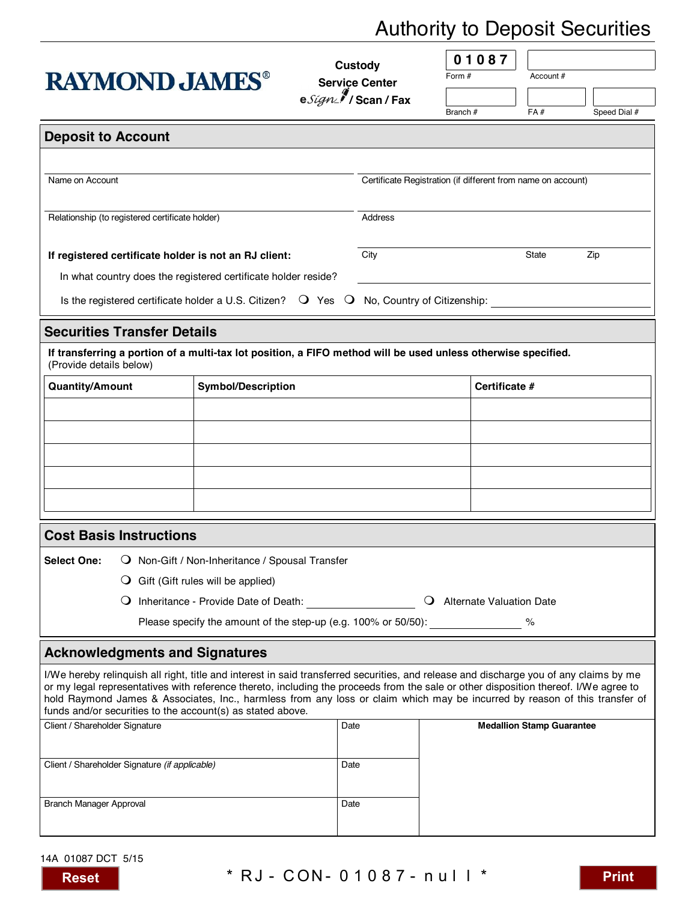# Authority to Deposit Securities

**RAYMOND JAMES®**

**Custody Service Center**
**eSign / Scan / Fax**

| | | |
|---|---|---|
| 01087<br>Form # | Account # | |
| Branch # | FA # | Speed Dial # |

## Deposit to Account

Name on Account

Certificate Registration (if different from name on account)

Relationship (to registered certificate holder)

Address

City State Zip

**If registered certificate holder is not an RJ client:**

In what country does the registered certificate holder reside?

Is the registered certificate holder a U.S. Citizen? ❍ Yes ❍ No, Country of Citizenship: \_\_\_\_\_\_\_\_\_\_\_\_

## Securities Transfer Details

**If transferring a portion of a multi-tax lot position, a FIFO method will be used unless otherwise specified.** (Provide details below)

| Quantity/Amount | Symbol/Description | Certificate # |
|---|---|---|
| | | |
| | | |
| | | |
| | | |
| | | |

## Cost Basis Instructions

**Select One:**

❍ Non-Gift / Non-Inheritance / Spousal Transfer

❍ Gift (Gift rules will be applied)

❍ Inheritance - Provide Date of Death: \_\_\_\_\_\_\_\_\_\_\_\_ ❍ Alternate Valuation Date

Please specify the amount of the step-up (e.g. 100% or 50/50): \_\_\_\_\_\_\_\_\_\_\_\_ %

## Acknowledgments and Signatures

I/We hereby relinquish all right, title and interest in said transferred securities, and release and discharge you of any claims by me or my legal representatives with reference thereto, including the proceeds from the sale or other disposition thereof. I/We agree to hold Raymond James & Associates, Inc., harmless from any loss or claim which may be incurred by reason of this transfer of funds and/or securities to the account(s) as stated above.

| | | |
|---|---|---|
| Client / Shareholder Signature | Date | **Medallion Stamp Guarantee** |
| Client / Shareholder Signature *(if applicable)* | Date | |
| Branch Manager Approval | Date | |

14A 01087 DCT 5/15

Reset

\* RJ - CON- 01087 - null \*

Print